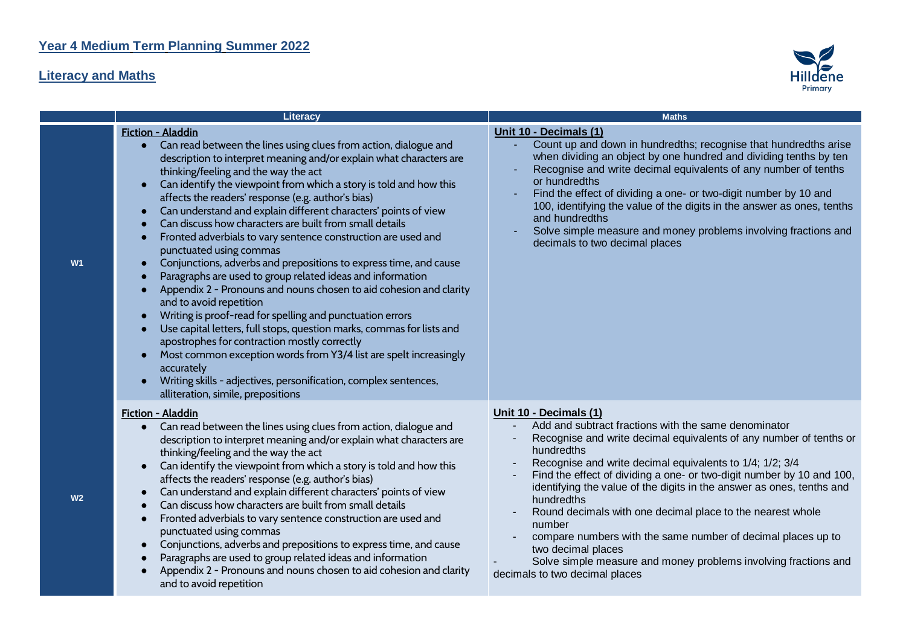# Year 4 Medium Term Planning Summer 2022

## Literacy and Maths

| | Literacy | Maths |
|---|---|---|
| **W1** | **Fiction - Aladdin**<br>• Can read between the lines using clues from action, dialogue and description to interpret meaning and/or explain what characters are thinking/feeling and the way the act<br>• Can identify the viewpoint from which a story is told and how this affects the readers' response (e.g. author's bias)<br>• Can understand and explain different characters' points of view<br>• Can discuss how characters are built from small details<br>• Fronted adverbials to vary sentence construction are used and punctuated using commas<br>• Conjunctions, adverbs and prepositions to express time, and cause<br>• Paragraphs are used to group related ideas and information<br>• Appendix 2 - Pronouns and nouns chosen to aid cohesion and clarity and to avoid repetition<br>• Writing is proof-read for spelling and punctuation errors<br>• Use capital letters, full stops, question marks, commas for lists and apostrophes for contraction mostly correctly<br>• Most common exception words from Y3/4 list are spelt increasingly accurately<br>• Writing skills - adjectives, personification, complex sentences, alliteration, simile, prepositions | **Unit 10 - Decimals (1)**<br>- Count up and down in hundredths; recognise that hundredths arise when dividing an object by one hundred and dividing tenths by ten<br>- Recognise and write decimal equivalents of any number of tenths or hundredths<br>- Find the effect of dividing a one- or two-digit number by 10 and 100, identifying the value of the digits in the answer as ones, tenths and hundredths<br>- Solve simple measure and money problems involving fractions and decimals to two decimal places |
| **W2** | **Fiction - Aladdin**<br>• Can read between the lines using clues from action, dialogue and description to interpret meaning and/or explain what characters are thinking/feeling and the way the act<br>• Can identify the viewpoint from which a story is told and how this affects the readers' response (e.g. author's bias)<br>• Can understand and explain different characters' points of view<br>• Can discuss how characters are built from small details<br>• Fronted adverbials to vary sentence construction are used and punctuated using commas<br>• Conjunctions, adverbs and prepositions to express time, and cause<br>• Paragraphs are used to group related ideas and information<br>• Appendix 2 - Pronouns and nouns chosen to aid cohesion and clarity and to avoid repetition | **Unit 10 - Decimals (1)**<br>- Add and subtract fractions with the same denominator<br>- Recognise and write decimal equivalents of any number of tenths or hundredths<br>- Recognise and write decimal equivalents to 1/4; 1/2; 3/4<br>- Find the effect of dividing a one- or two-digit number by 10 and 100, identifying the value of the digits in the answer as ones, tenths and hundredths<br>- Round decimals with one decimal place to the nearest whole number<br>- compare numbers with the same number of decimal places up to two decimal places<br>- Solve simple measure and money problems involving fractions and decimals to two decimal places |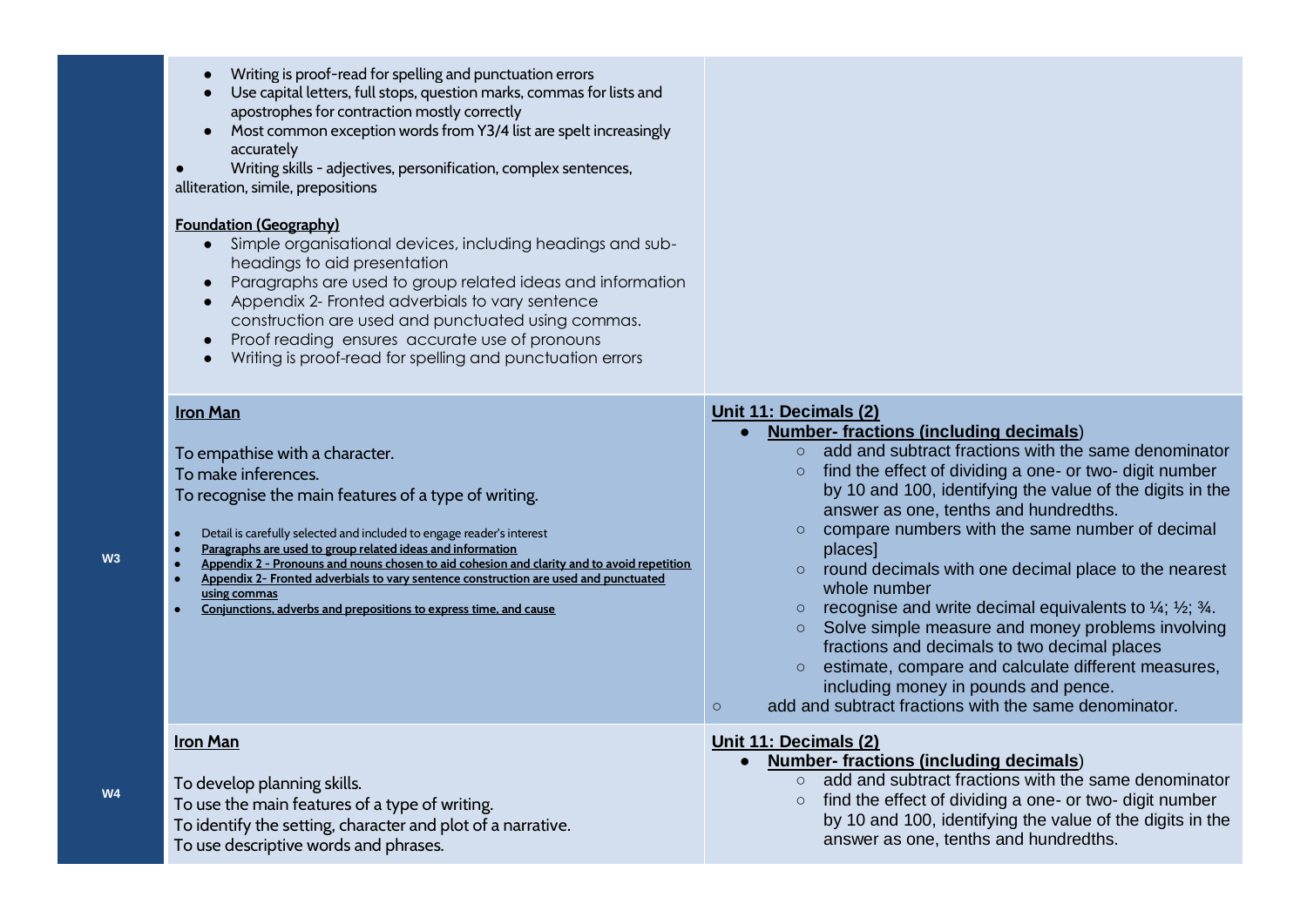| | | |
|---|---|---|
| | <ul><li>Writing is proof-read for spelling and punctuation errors</li><li>Use capital letters, full stops, question marks, commas for lists and apostrophes for contraction mostly correctly</li><li>Most common exception words from Y3/4 list are spelt increasingly accurately</li><li>Writing skills - adjectives, personification, complex sentences, alliteration, simile, prepositions</li></ul>**Foundation (Geography)**<ul><li>Simple organisational devices, including headings and sub-headings to aid presentation</li><li>Paragraphs are used to group related ideas and information</li><li>Appendix 2- Fronted adverbials to vary sentence construction are used and punctuated using commas.</li><li>Proof reading ensures accurate use of pronouns</li><li>Writing is proof-read for spelling and punctuation errors</li></ul> | |
| **W3** | **Iron Man**<br><br>To empathise with a character.<br>To make inferences.<br>To recognise the main features of a type of writing.<ul><li>Detail is carefully selected and included to engage reader's interest</li><li>Paragraphs are used to group related ideas and information</li><li>Appendix 2 - Pronouns and nouns chosen to aid cohesion and clarity and to avoid repetition</li><li>Appendix 2- Fronted adverbials to vary sentence construction are used and punctuated using commas</li><li>Conjunctions, adverbs and prepositions to express time, and cause</li></ul> | **Unit 11: Decimals (2)**<ul><li>**Number- fractions (including decimals)**<ul><li>add and subtract fractions with the same denominator</li><li>find the effect of dividing a one- or two- digit number by 10 and 100, identifying the value of the digits in the answer as one, tenths and hundredths.</li><li>compare numbers with the same number of decimal places]</li><li>round decimals with one decimal place to the nearest whole number</li><li>recognise and write decimal equivalents to ¼; ½; ¾.</li><li>Solve simple measure and money problems involving fractions and decimals to two decimal places</li><li>estimate, compare and calculate different measures, including money in pounds and pence.</li></ul></li><li>add and subtract fractions with the same denominator.</li></ul> |
| **W4** | **Iron Man**<br><br>To develop planning skills.<br>To use the main features of a type of writing.<br>To identify the setting, character and plot of a narrative.<br>To use descriptive words and phrases. | **Unit 11: Decimals (2)**<ul><li>**Number- fractions (including decimals)**<ul><li>add and subtract fractions with the same denominator</li><li>find the effect of dividing a one- or two- digit number by 10 and 100, identifying the value of the digits in the answer as one, tenths and hundredths.</li></ul></li></ul> |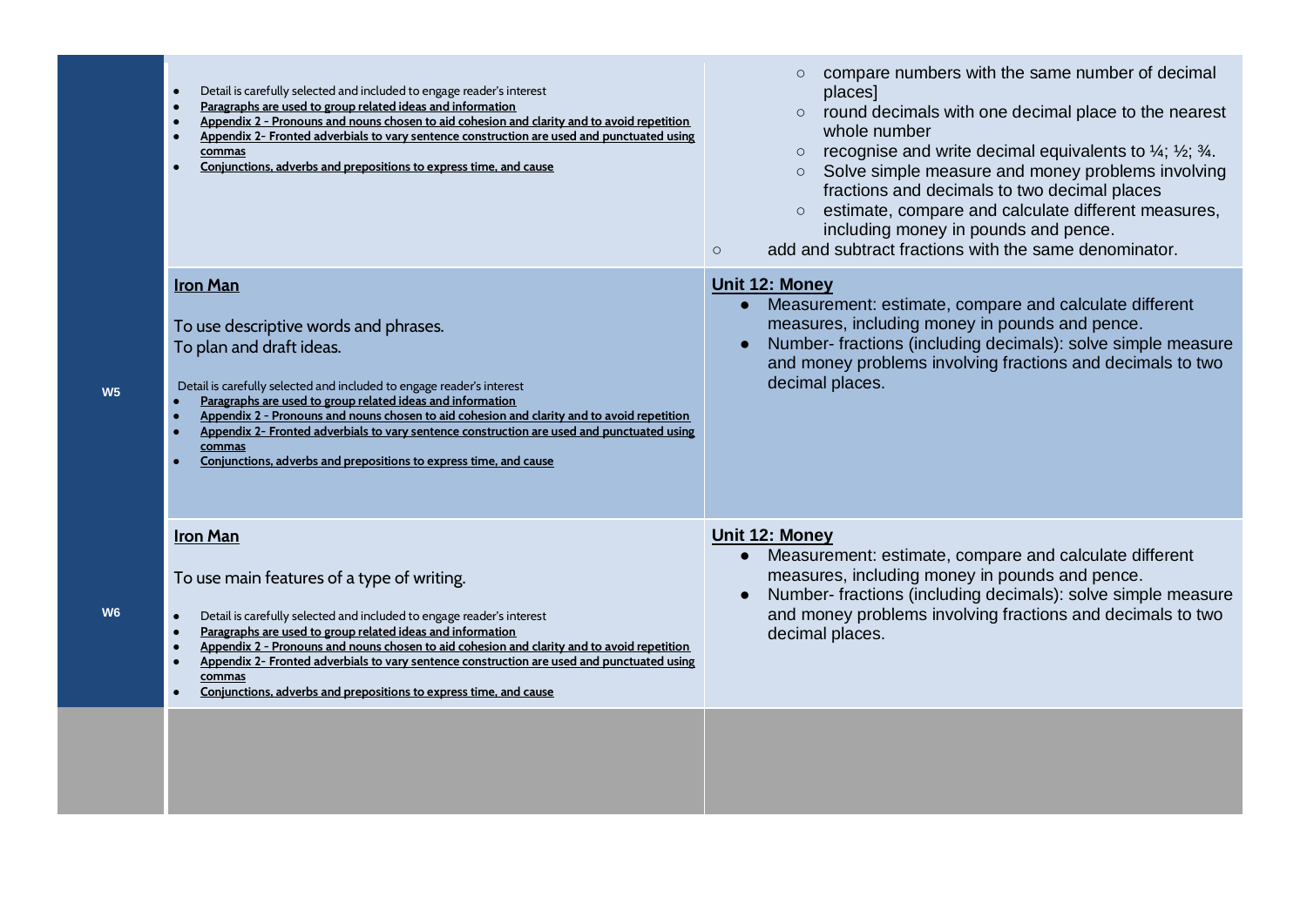| | | |
|---|---|---|
| | <ul><li>Detail is carefully selected and included to engage reader's interest</li><li>**Paragraphs are used to group related ideas and information**</li><li>**Appendix 2 - Pronouns and nouns chosen to aid cohesion and clarity and to avoid repetition**</li><li>**Appendix 2- Fronted adverbials to vary sentence construction are used and punctuated using commas**</li><li>**Conjunctions, adverbs and prepositions to express time, and cause**</li></ul> | <ul><li>compare numbers with the same number of decimal places]</li><li>round decimals with one decimal place to the nearest whole number</li><li>recognise and write decimal equivalents to ¼; ½; ¾.</li><li>Solve simple measure and money problems involving fractions and decimals to two decimal places</li><li>estimate, compare and calculate different measures, including money in pounds and pence.</li><li>add and subtract fractions with the same denominator.</li></ul> |
| **W5** | **Iron Man**<br><br>To use descriptive words and phrases.<br>To plan and draft ideas.<br><br>Detail is carefully selected and included to engage reader's interest<ul><li>**Paragraphs are used to group related ideas and information**</li><li>**Appendix 2 - Pronouns and nouns chosen to aid cohesion and clarity and to avoid repetition**</li><li>**Appendix 2- Fronted adverbials to vary sentence construction are used and punctuated using commas**</li><li>**Conjunctions, adverbs and prepositions to express time, and cause**</li></ul> | **Unit 12: Money**<ul><li>Measurement: estimate, compare and calculate different measures, including money in pounds and pence.</li><li>Number- fractions (including decimals): solve simple measure and money problems involving fractions and decimals to two decimal places.</li></ul> |
| **W6** | **Iron Man**<br><br>To use main features of a type of writing.<ul><li>Detail is carefully selected and included to engage reader's interest</li><li>**Paragraphs are used to group related ideas and information**</li><li>**Appendix 2 - Pronouns and nouns chosen to aid cohesion and clarity and to avoid repetition**</li><li>**Appendix 2- Fronted adverbials to vary sentence construction are used and punctuated using commas**</li><li>**Conjunctions, adverbs and prepositions to express time, and cause**</li></ul> | **Unit 12: Money**<ul><li>Measurement: estimate, compare and calculate different measures, including money in pounds and pence.</li><li>Number- fractions (including decimals): solve simple measure and money problems involving fractions and decimals to two decimal places.</li></ul> |
| | | |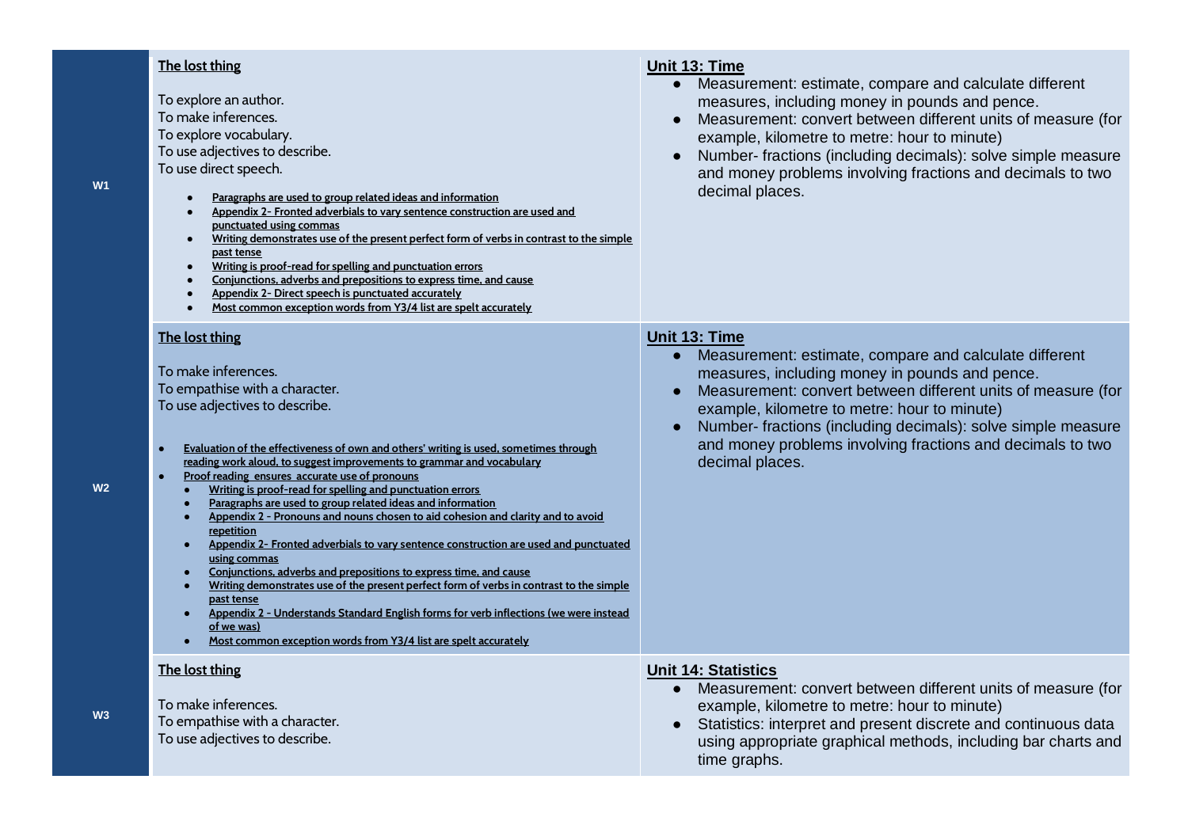| | | |
|---|---|---|
| **W1** | **The lost thing**<br><br>To explore an author.<br>To make inferences.<br>To explore vocabulary.<br>To use adjectives to describe.<br>To use direct speech.<br><br>• Paragraphs are used to group related ideas and information<br>• Appendix 2- Fronted adverbials to vary sentence construction are used and punctuated using commas<br>• Writing demonstrates use of the present perfect form of verbs in contrast to the simple past tense<br>• Writing is proof-read for spelling and punctuation errors<br>• Conjunctions, adverbs and prepositions to express time, and cause<br>• Appendix 2- Direct speech is punctuated accurately<br>• Most common exception words from Y3/4 list are spelt accurately | **Unit 13: Time**<br>• Measurement: estimate, compare and calculate different measures, including money in pounds and pence.<br>• Measurement: convert between different units of measure (for example, kilometre to metre: hour to minute)<br>• Number- fractions (including decimals): solve simple measure and money problems involving fractions and decimals to two decimal places. |
| **W2** | **The lost thing**<br><br>To make inferences.<br>To empathise with a character.<br>To use adjectives to describe.<br><br>• Evaluation of the effectiveness of own and others' writing is used, sometimes through reading work aloud, to suggest improvements to grammar and vocabulary<br>• Proof reading ensures accurate use of pronouns<br>• Writing is proof-read for spelling and punctuation errors<br>• Paragraphs are used to group related ideas and information<br>• Appendix 2 - Pronouns and nouns chosen to aid cohesion and clarity and to avoid repetition<br>• Appendix 2- Fronted adverbials to vary sentence construction are used and punctuated using commas<br>• Conjunctions, adverbs and prepositions to express time, and cause<br>• Writing demonstrates use of the present perfect form of verbs in contrast to the simple past tense<br>• Appendix 2 - Understands Standard English forms for verb inflections (we were instead of we was)<br>• Most common exception words from Y3/4 list are spelt accurately | **Unit 13: Time**<br>• Measurement: estimate, compare and calculate different measures, including money in pounds and pence.<br>• Measurement: convert between different units of measure (for example, kilometre to metre: hour to minute)<br>• Number- fractions (including decimals): solve simple measure and money problems involving fractions and decimals to two decimal places. |
| **W3** | **The lost thing**<br><br>To make inferences.<br>To empathise with a character.<br>To use adjectives to describe. | **Unit 14: Statistics**<br>• Measurement: convert between different units of measure (for example, kilometre to metre: hour to minute)<br>• Statistics: interpret and present discrete and continuous data using appropriate graphical methods, including bar charts and time graphs. |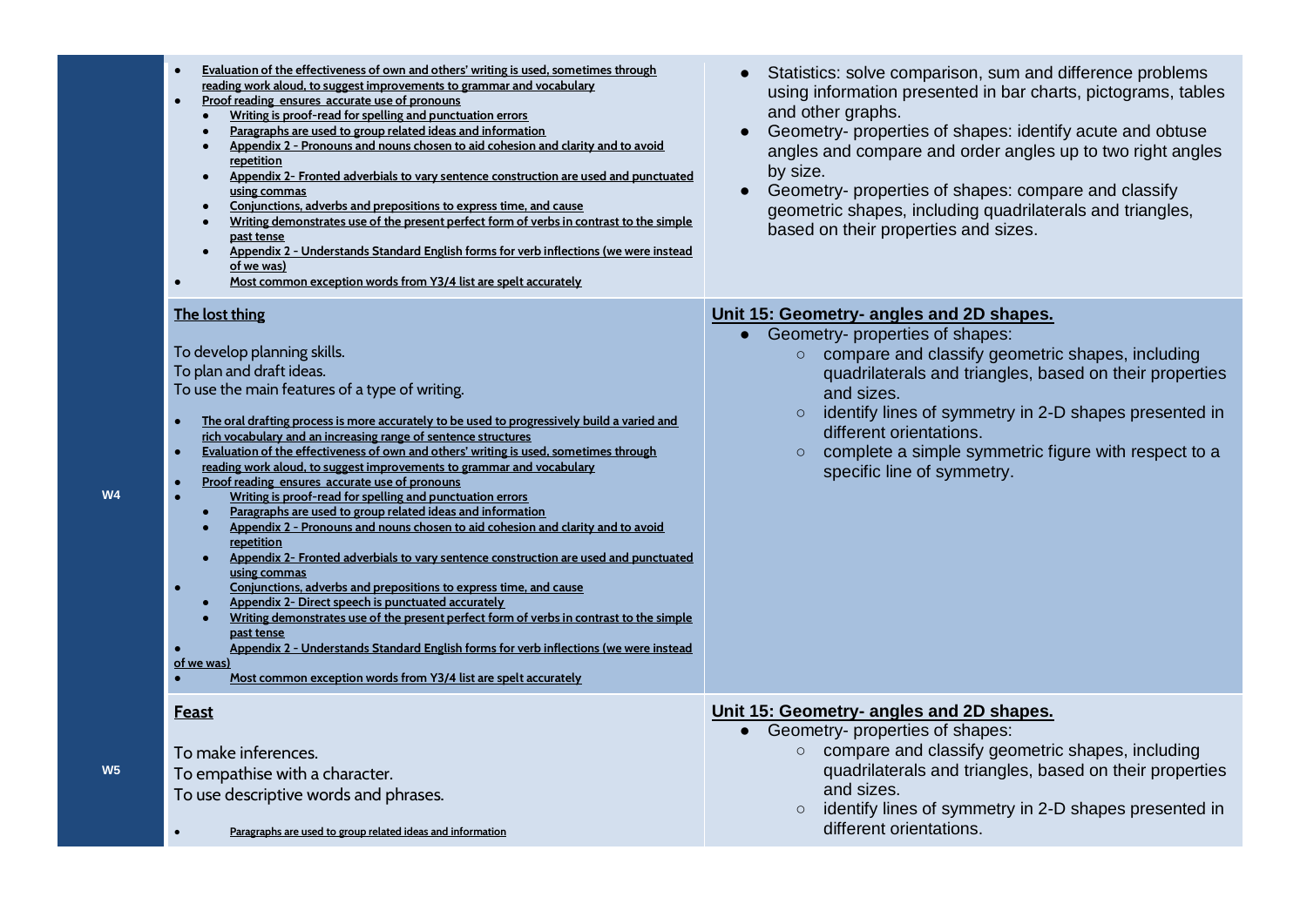| | | |
|---|---|---|
| | • Evaluation of the effectiveness of own and others' writing is used, sometimes through reading work aloud, to suggest improvements to grammar and vocabulary<br>• Proof reading ensures accurate use of pronouns<br>  ◦ Writing is proof-read for spelling and punctuation errors<br>  ◦ Paragraphs are used to group related ideas and information<br>  ◦ Appendix 2 - Pronouns and nouns chosen to aid cohesion and clarity and to avoid repetition<br>  ◦ Appendix 2- Fronted adverbials to vary sentence construction are used and punctuated using commas<br>  ◦ Conjunctions, adverbs and prepositions to express time, and cause<br>  ◦ Writing demonstrates use of the present perfect form of verbs in contrast to the simple past tense<br>  ◦ Appendix 2 - Understands Standard English forms for verb inflections (we were instead of we was)<br>• Most common exception words from Y3/4 list are spelt accurately | • Statistics: solve comparison, sum and difference problems using information presented in bar charts, pictograms, tables and other graphs.<br>• Geometry- properties of shapes: identify acute and obtuse angles and compare and order angles up to two right angles by size.<br>• Geometry- properties of shapes: compare and classify geometric shapes, including quadrilaterals and triangles, based on their properties and sizes. |
| **W4** | **The lost thing**<br><br>To develop planning skills.<br>To plan and draft ideas.<br>To use the main features of a type of writing.<br><br>• The oral drafting process is more accurately to be used to progressively build a varied and rich vocabulary and an increasing range of sentence structures<br>• Evaluation of the effectiveness of own and others' writing is used, sometimes through reading work aloud, to suggest improvements to grammar and vocabulary<br>• Proof reading ensures accurate use of pronouns<br>• Writing is proof-read for spelling and punctuation errors<br>  ◦ Paragraphs are used to group related ideas and information<br>  ◦ Appendix 2 - Pronouns and nouns chosen to aid cohesion and clarity and to avoid repetition<br>  ◦ Appendix 2- Fronted adverbials to vary sentence construction are used and punctuated using commas<br>• Conjunctions, adverbs and prepositions to express time, and cause<br>  ◦ Appendix 2- Direct speech is punctuated accurately<br>  ◦ Writing demonstrates use of the present perfect form of verbs in contrast to the simple past tense<br>• Appendix 2 - Understands Standard English forms for verb inflections (we were instead of we was)<br>• Most common exception words from Y3/4 list are spelt accurately | **Unit 15: Geometry- angles and 2D shapes.**<br>• Geometry- properties of shapes:<br>  ◦ compare and classify geometric shapes, including quadrilaterals and triangles, based on their properties and sizes.<br>  ◦ identify lines of symmetry in 2-D shapes presented in different orientations.<br>  ◦ complete a simple symmetric figure with respect to a specific line of symmetry. |
| **W5** | **Feast**<br><br>To make inferences.<br>To empathise with a character.<br>To use descriptive words and phrases.<br><br>• Paragraphs are used to group related ideas and information | **Unit 15: Geometry- angles and 2D shapes.**<br>• Geometry- properties of shapes:<br>  ◦ compare and classify geometric shapes, including quadrilaterals and triangles, based on their properties and sizes.<br>  ◦ identify lines of symmetry in 2-D shapes presented in different orientations. |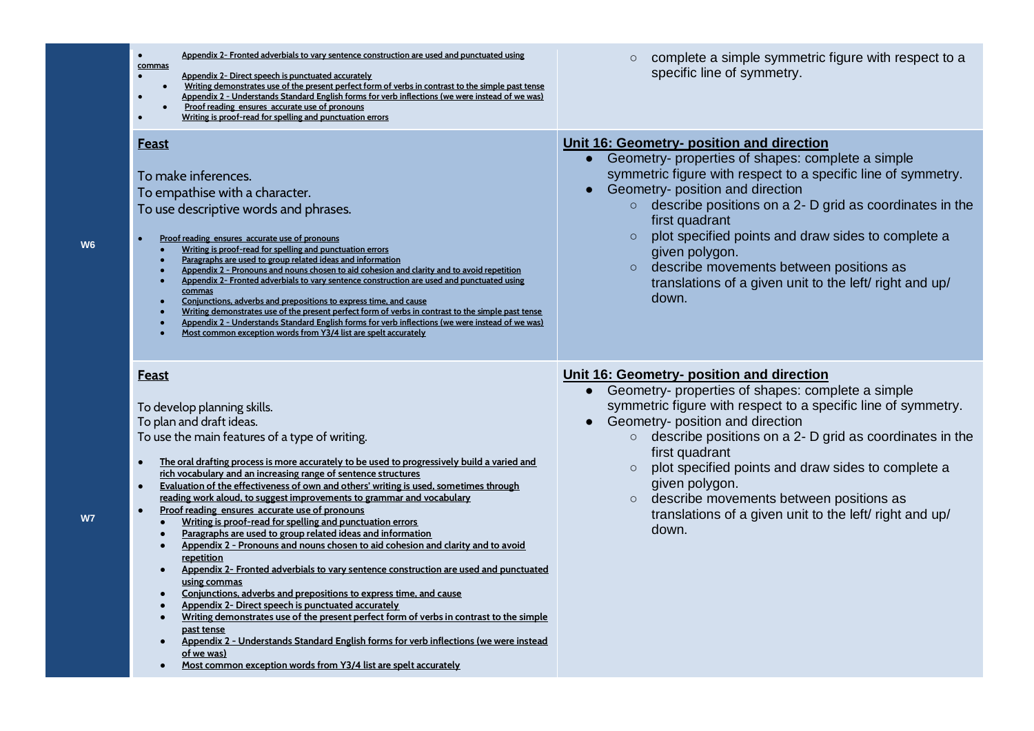| | | |
|---|---|---|
| | • Appendix 2- Fronted adverbials to vary sentence construction are used and punctuated using commas<br>• Appendix 2- Direct speech is punctuated accurately<br>• Writing demonstrates use of the present perfect form of verbs in contrast to the simple past tense<br>• Appendix 2 - Understands Standard English forms for verb inflections (we were instead of we was)<br>• Proof reading ensures accurate use of pronouns<br>• Writing is proof-read for spelling and punctuation errors | ○ complete a simple symmetric figure with respect to a specific line of symmetry. |
| **W6** | **Feast**<br><br>To make inferences.<br>To empathise with a character.<br>To use descriptive words and phrases.<br><br>• Proof reading ensures accurate use of pronouns<br>• Writing is proof-read for spelling and punctuation errors<br>• Paragraphs are used to group related ideas and information<br>• Appendix 2 - Pronouns and nouns chosen to aid cohesion and clarity and to avoid repetition<br>• Appendix 2- Fronted adverbials to vary sentence construction are used and punctuated using commas<br>• Conjunctions, adverbs and prepositions to express time, and cause<br>• Writing demonstrates use of the present perfect form of verbs in contrast to the simple past tense<br>• Appendix 2 - Understands Standard English forms for verb inflections (we were instead of we was)<br>• Most common exception words from Y3/4 list are spelt accurately | **Unit 16: Geometry- position and direction**<br>• Geometry- properties of shapes: complete a simple symmetric figure with respect to a specific line of symmetry.<br>• Geometry- position and direction<br>○ describe positions on a 2- D grid as coordinates in the first quadrant<br>○ plot specified points and draw sides to complete a given polygon.<br>○ describe movements between positions as translations of a given unit to the left/ right and up/ down. |
| **W7** | **Feast**<br><br>To develop planning skills.<br>To plan and draft ideas.<br>To use the main features of a type of writing.<br><br>• The oral drafting process is more accurately to be used to progressively build a varied and rich vocabulary and an increasing range of sentence structures<br>• Evaluation of the effectiveness of own and others' writing is used, sometimes through reading work aloud, to suggest improvements to grammar and vocabulary<br>• Proof reading ensures accurate use of pronouns<br>• Writing is proof-read for spelling and punctuation errors<br>• Paragraphs are used to group related ideas and information<br>• Appendix 2 - Pronouns and nouns chosen to aid cohesion and clarity and to avoid repetition<br>• Appendix 2- Fronted adverbials to vary sentence construction are used and punctuated using commas<br>• Conjunctions, adverbs and prepositions to express time, and cause<br>• Appendix 2- Direct speech is punctuated accurately<br>• Writing demonstrates use of the present perfect form of verbs in contrast to the simple past tense<br>• Appendix 2 - Understands Standard English forms for verb inflections (we were instead of we was)<br>• Most common exception words from Y3/4 list are spelt accurately | **Unit 16: Geometry- position and direction**<br>• Geometry- properties of shapes: complete a simple symmetric figure with respect to a specific line of symmetry.<br>• Geometry- position and direction<br>○ describe positions on a 2- D grid as coordinates in the first quadrant<br>○ plot specified points and draw sides to complete a given polygon.<br>○ describe movements between positions as translations of a given unit to the left/ right and up/ down. |